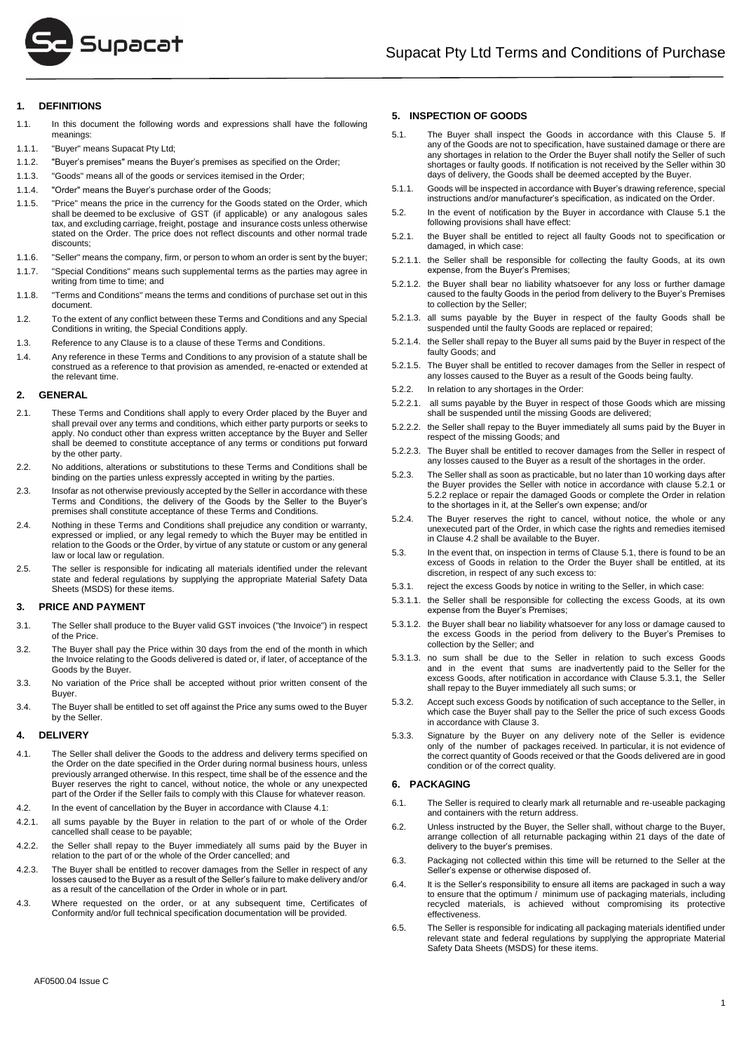# Supacat Pty Ltd Terms and Conditions of Purchase

## 1. DEFINITIONS

1.1. In this document the following words and expressions shall have the following meanings:

1.1.1. "Buyer" means Supacat Pty Ltd;

1.1.2. "Buyer's premises" means the Buyer's premises as specified on the Order;

1.1.3. "Goods" means all of the goods or services itemised in the Order;

1.1.4. "Order" means the Buyer's purchase order of the Goods;

1.1.5. "Price" means the price in the currency for the Goods stated on the Order, which shall be deemed to be exclusive of GST (if applicable) or any analogous sales tax, and excluding carriage, freight, postage and insurance costs unless otherwise stated on the Order. The price does not reflect discounts and other normal trade discounts;

1.1.6. "Seller" means the company, firm, or person to whom an order is sent by the buyer;

1.1.7. "Special Conditions" means such supplemental terms as the parties may agree in writing from time to time; and

1.1.8. "Terms and Conditions" means the terms and conditions of purchase set out in this document.

1.2. To the extent of any conflict between these Terms and Conditions and any Special Conditions in writing, the Special Conditions apply.

1.3. Reference to any Clause is to a clause of these Terms and Conditions.

1.4. Any reference in these Terms and Conditions to any provision of a statute shall be construed as a reference to that provision as amended, re-enacted or extended at the relevant time.

## 2. GENERAL

2.1. These Terms and Conditions shall apply to every Order placed by the Buyer and shall prevail over any terms and conditions, which either party purports or seeks to apply. No conduct other than express written acceptance by the Buyer and Seller shall be deemed to constitute acceptance of any terms or conditions put forward by the other party.

2.2. No additions, alterations or substitutions to these Terms and Conditions shall be binding on the parties unless expressly accepted in writing by the parties.

2.3. Insofar as not otherwise previously accepted by the Seller in accordance with these Terms and Conditions, the delivery of the Goods by the Seller to the Buyer's premises shall constitute acceptance of these Terms and Conditions.

2.4. Nothing in these Terms and Conditions shall prejudice any condition or warranty, expressed or implied, or any legal remedy to which the Buyer may be entitled in relation to the Goods or the Order, by virtue of any statute or custom or any general law or local law or regulation.

2.5. The seller is responsible for indicating all materials identified under the relevant state and federal regulations by supplying the appropriate Material Safety Data Sheets (MSDS) for these items.

## 3. PRICE AND PAYMENT

3.1. The Seller shall produce to the Buyer valid GST invoices ("the Invoice") in respect of the Price.

3.2. The Buyer shall pay the Price within 30 days from the end of the month in which the Invoice relating to the Goods delivered is dated or, if later, of acceptance of the Goods by the Buyer.

3.3. No variation of the Price shall be accepted without prior written consent of the Buyer.

3.4. The Buyer shall be entitled to set off against the Price any sums owed to the Buyer by the Seller.

## 4. DELIVERY

4.1. The Seller shall deliver the Goods to the address and delivery terms specified on the Order on the date specified in the Order during normal business hours, unless previously arranged otherwise. In this respect, time shall be of the essence and the Buyer reserves the right to cancel, without notice, the whole or any unexpected part of the Order if the Seller fails to comply with this Clause for whatever reason.

4.2. In the event of cancellation by the Buyer in accordance with Clause 4.1:

4.2.1. all sums payable by the Buyer in relation to the part of or whole of the Order cancelled shall cease to be payable;

4.2.2. the Seller shall repay to the Buyer immediately all sums paid by the Buyer in relation to the part of or the whole of the Order cancelled; and

4.2.3. The Buyer shall be entitled to recover damages from the Seller in respect of any losses caused to the Buyer as a result of the Seller's failure to make delivery and/or as a result of the cancellation of the Order in whole or in part.

4.3. Where requested on the order, or at any subsequent time, Certificates of Conformity and/or full technical specification documentation will be provided.

## 5. INSPECTION OF GOODS

5.1. The Buyer shall inspect the Goods in accordance with this Clause 5. If any of the Goods are not to specification, have sustained damage or there are any shortages in relation to the Order the Buyer shall notify the Seller of such shortages or faulty goods. If notification is not received by the Seller within 30 days of delivery, the Goods shall be deemed accepted by the Buyer.

5.1.1. Goods will be inspected in accordance with Buyer's drawing reference, special instructions and/or manufacturer's specification, as indicated on the Order.

5.2. In the event of notification by the Buyer in accordance with Clause 5.1 the following provisions shall have effect:

5.2.1. the Buyer shall be entitled to reject all faulty Goods not to specification or damaged, in which case:

5.2.1.1. the Seller shall be responsible for collecting the faulty Goods, at its own expense, from the Buyer's Premises;

5.2.1.2. the Buyer shall bear no liability whatsoever for any loss or further damage caused to the faulty Goods in the period from delivery to the Buyer's Premises to collection by the Seller;

5.2.1.3. all sums payable by the Buyer in respect of the faulty Goods shall be suspended until the faulty Goods are replaced or repaired;

5.2.1.4. the Seller shall repay to the Buyer all sums paid by the Buyer in respect of the faulty Goods; and

5.2.1.5. The Buyer shall be entitled to recover damages from the Seller in respect of any losses caused to the Buyer as a result of the Goods being faulty.

5.2.2. In relation to any shortages in the Order:

5.2.2.1. all sums payable by the Buyer in respect of those Goods which are missing shall be suspended until the missing Goods are delivered;

5.2.2.2. the Seller shall repay to the Buyer immediately all sums paid by the Buyer in respect of the missing Goods; and

5.2.2.3. The Buyer shall be entitled to recover damages from the Seller in respect of any losses caused to the Buyer as a result of the shortages in the order.

5.2.3. The Seller shall as soon as practicable, but no later than 10 working days after the Buyer provides the Seller with notice in accordance with clause 5.2.1 or 5.2.2 replace or repair the damaged Goods or complete the Order in relation to the shortages in it, at the Seller's own expense; and/or

5.2.4. The Buyer reserves the right to cancel, without notice, the whole or any unexecuted part of the Order, in which case the rights and remedies itemised in Clause 4.2 shall be available to the Buyer.

5.3. In the event that, on inspection in terms of Clause 5.1, there is found to be an excess of Goods in relation to the Order the Buyer shall be entitled, at its discretion, in respect of any such excess to:

5.3.1. reject the excess Goods by notice in writing to the Seller, in which case:

5.3.1.1. the Seller shall be responsible for collecting the excess Goods, at its own expense from the Buyer's Premises;

5.3.1.2. the Buyer shall bear no liability whatsoever for any loss or damage caused to the excess Goods in the period from delivery to the Buyer's Premises to collection by the Seller; and

5.3.1.3. no sum shall be due to the Seller in relation to such excess Goods and in the event that sums are inadvertently paid to the Seller for the excess Goods, after notification in accordance with Clause 5.3.1, the Seller shall repay to the Buyer immediately all such sums; or

5.3.2. Accept such excess Goods by notification of such acceptance to the Seller, in which case the Buyer shall pay to the Seller the price of such excess Goods in accordance with Clause 3.

5.3.3. Signature by the Buyer on any delivery note of the Seller is evidence only of the number of packages received. In particular, it is not evidence of the correct quantity of Goods received or that the Goods delivered are in good condition or of the correct quality.

## 6. PACKAGING

6.1. The Seller is required to clearly mark all returnable and re-useable packaging and containers with the return address.

6.2. Unless instructed by the Buyer, the Seller shall, without charge to the Buyer, arrange collection of all returnable packaging within 21 days of the date of delivery to the buyer's premises.

6.3. Packaging not collected within this time will be returned to the Seller at the Seller's expense or otherwise disposed of.

6.4. It is the Seller's responsibility to ensure all items are packaged in such a way to ensure that the optimum / minimum use of packaging materials, including recycled materials, is achieved without compromising its protective effectiveness.

6.5. The Seller is responsible for indicating all packaging materials identified under relevant state and federal regulations by supplying the appropriate Material Safety Data Sheets (MSDS) for these items.

AF0500.04 Issue C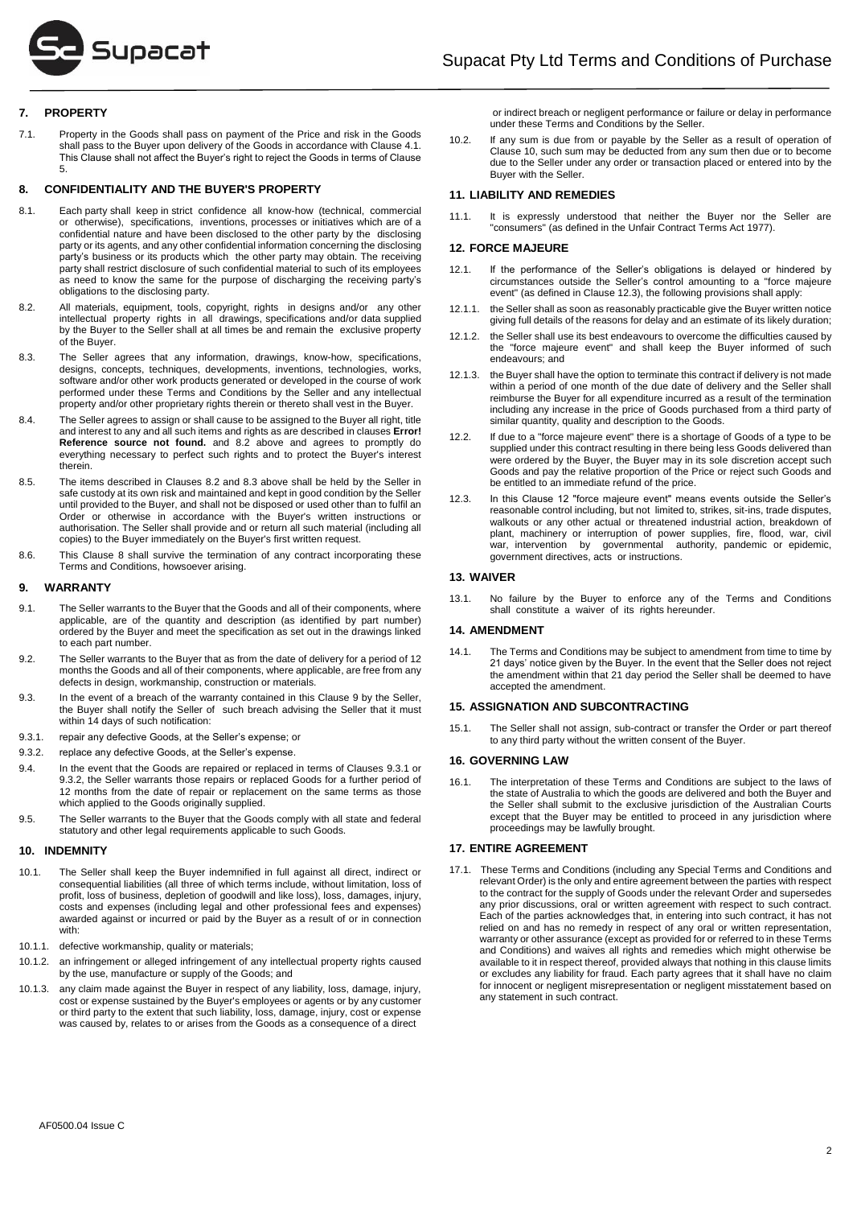## 7. PROPERTY

7.1. Property in the Goods shall pass on payment of the Price and risk in the Goods shall pass to the Buyer upon delivery of the Goods in accordance with Clause 4.1. This Clause shall not affect the Buyer's right to reject the Goods in terms of Clause 5.

## 8. CONFIDENTIALITY AND THE BUYER'S PROPERTY

8.1. Each party shall keep in strict confidence all know-how (technical, commercial or otherwise), specifications, inventions, processes or initiatives which are of a confidential nature and have been disclosed to the other party by the disclosing party or its agents, and any other confidential information concerning the disclosing party's business or its products which the other party may obtain. The receiving party shall restrict disclosure of such confidential material to such of its employees as need to know the same for the purpose of discharging the receiving party's obligations to the disclosing party.

8.2. All materials, equipment, tools, copyright, rights in designs and/or any other intellectual property rights in all drawings, specifications and/or data supplied by the Buyer to the Seller shall at all times be and remain the exclusive property of the Buyer.

8.3. The Seller agrees that any information, drawings, know-how, specifications, designs, concepts, techniques, developments, inventions, technologies, works, software and/or other work products generated or developed in the course of work performed under these Terms and Conditions by the Seller and any intellectual property and/or other proprietary rights therein or thereto shall vest in the Buyer.

8.4. The Seller agrees to assign or shall cause to be assigned to the Buyer all right, title and interest to any and all such items and rights as are described in clauses **Error! Reference source not found.** and 8.2 above and agrees to promptly do everything necessary to perfect such rights and to protect the Buyer's interest therein.

8.5. The items described in Clauses 8.2 and 8.3 above shall be held by the Seller in safe custody at its own risk and maintained and kept in good condition by the Seller until provided to the Buyer, and shall not be disposed or used other than to fulfil an Order or otherwise in accordance with the Buyer's written instructions or authorisation. The Seller shall provide and or return all such material (including all copies) to the Buyer immediately on the Buyer's first written request.

8.6. This Clause 8 shall survive the termination of any contract incorporating these Terms and Conditions, howsoever arising.

## 9. WARRANTY

9.1. The Seller warrants to the Buyer that the Goods and all of their components, where applicable, are of the quantity and description (as identified by part number) ordered by the Buyer and meet the specification as set out in the drawings linked to each part number.

9.2. The Seller warrants to the Buyer that as from the date of delivery for a period of 12 months the Goods and all of their components, where applicable, are free from any defects in design, workmanship, construction or materials.

9.3. In the event of a breach of the warranty contained in this Clause 9 by the Seller, the Buyer shall notify the Seller of such breach advising the Seller that it must within 14 days of such notification:

9.3.1. repair any defective Goods, at the Seller's expense; or

9.3.2. replace any defective Goods, at the Seller's expense.

9.4. In the event that the Goods are repaired or replaced in terms of Clauses 9.3.1 or 9.3.2, the Seller warrants those repairs or replaced Goods for a further period of 12 months from the date of repair or replacement on the same terms as those which applied to the Goods originally supplied.

9.5. The Seller warrants to the Buyer that the Goods comply with all state and federal statutory and other legal requirements applicable to such Goods.

## 10. INDEMNITY

10.1. The Seller shall keep the Buyer indemnified in full against all direct, indirect or consequential liabilities (all three of which terms include, without limitation, loss of profit, loss of business, depletion of goodwill and like loss), loss, damages, injury, costs and expenses (including legal and other professional fees and expenses) awarded against or incurred or paid by the Buyer as a result of or in connection with:

10.1.1. defective workmanship, quality or materials;

10.1.2. an infringement or alleged infringement of any intellectual property rights caused by the use, manufacture or supply of the Goods; and

10.1.3. any claim made against the Buyer in respect of any liability, loss, damage, injury, cost or expense sustained by the Buyer's employees or agents or by any customer or third party to the extent that such liability, loss, damage, injury, cost or expense was caused by, relates to or arises from the Goods as a consequence of a direct or indirect breach or negligent performance or failure or delay in performance under these Terms and Conditions by the Seller.

10.2. If any sum is due from or payable by the Seller as a result of operation of Clause 10, such sum may be deducted from any sum then due or to become due to the Seller under any order or transaction placed or entered into by the Buyer with the Seller.

## 11. LIABILITY AND REMEDIES

11.1. It is expressly understood that neither the Buyer nor the Seller are "consumers" (as defined in the Unfair Contract Terms Act 1977).

## 12. FORCE MAJEURE

12.1. If the performance of the Seller's obligations is delayed or hindered by circumstances outside the Seller's control amounting to a "force majeure event" (as defined in Clause 12.3), the following provisions shall apply:

12.1.1. the Seller shall as soon as reasonably practicable give the Buyer written notice giving full details of the reasons for delay and an estimate of its likely duration;

12.1.2. the Seller shall use its best endeavours to overcome the difficulties caused by the "force majeure event" and shall keep the Buyer informed of such endeavours; and

12.1.3. the Buyer shall have the option to terminate this contract if delivery is not made within a period of one month of the due date of delivery and the Seller shall reimburse the Buyer for all expenditure incurred as a result of the termination including any increase in the price of Goods purchased from a third party of similar quantity, quality and description to the Goods.

12.2. If due to a "force majeure event" there is a shortage of Goods of a type to be supplied under this contract resulting in there being less Goods delivered than were ordered by the Buyer, the Buyer may in its sole discretion accept such Goods and pay the relative proportion of the Price or reject such Goods and be entitled to an immediate refund of the price.

12.3. In this Clause 12 "force majeure event" means events outside the Seller's reasonable control including, but not limited to, strikes, sit-ins, trade disputes, walkouts or any other actual or threatened industrial action, breakdown of plant, machinery or interruption of power supplies, fire, flood, war, civil war, intervention by governmental authority, pandemic or epidemic, government directives, acts or instructions.

## 13. WAIVER

13.1. No failure by the Buyer to enforce any of the Terms and Conditions shall constitute a waiver of its rights hereunder.

## 14. AMENDMENT

14.1. The Terms and Conditions may be subject to amendment from time to time by 21 days' notice given by the Buyer. In the event that the Seller does not reject the amendment within that 21 day period the Seller shall be deemed to have accepted the amendment.

## 15. ASSIGNATION AND SUBCONTRACTING

15.1. The Seller shall not assign, sub-contract or transfer the Order or part thereof to any third party without the written consent of the Buyer.

## 16. GOVERNING LAW

16.1. The interpretation of these Terms and Conditions are subject to the laws of the state of Australia to which the goods are delivered and both the Buyer and the Seller shall submit to the exclusive jurisdiction of the Australian Courts except that the Buyer may be entitled to proceed in any jurisdiction where proceedings may be lawfully brought.

## 17. ENTIRE AGREEMENT

17.1. These Terms and Conditions (including any Special Terms and Conditions and relevant Order) is the only and entire agreement between the parties with respect to the contract for the supply of Goods under the relevant Order and supersedes any prior discussions, oral or written agreement with respect to such contract. Each of the parties acknowledges that, in entering into such contract, it has not relied on and has no remedy in respect of any oral or written representation, warranty or other assurance (except as provided for or referred to in these Terms and Conditions) and waives all rights and remedies which might otherwise be available to it in respect thereof, provided always that nothing in this clause limits or excludes any liability for fraud. Each party agrees that it shall have no claim for innocent or negligent misrepresentation or negligent misstatement based on any statement in such contract.